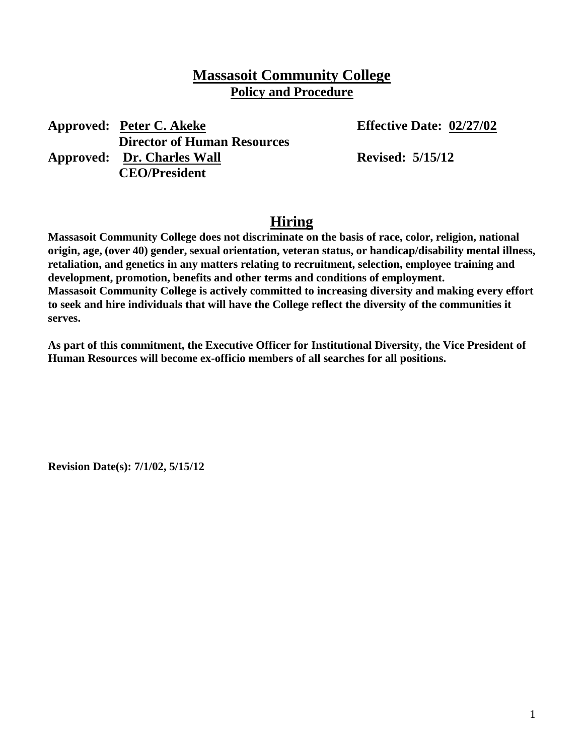# Massasoit Community College
## Policy and Procedure

**Approved: Peter C. Akeke**
**Director of Human Resources**
**Approved: Dr. Charles Wall**
**CEO/President**

**Effective Date: 02/27/02**
**Revised: 5/15/12**

## Hiring

**Massasoit Community College does not discriminate on the basis of race, color, religion, national origin, age, (over 40) gender, sexual orientation, veteran status, or handicap/disability mental illness, retaliation, and genetics in any matters relating to recruitment, selection, employee training and development, promotion, benefits and other terms and conditions of employment.**
**Massasoit Community College is actively committed to increasing diversity and making every effort to seek and hire individuals that will have the College reflect the diversity of the communities it serves.**

**As part of this commitment, the Executive Officer for Institutional Diversity, the Vice President of Human Resources will become ex-officio members of all searches for all positions.**

**Revision Date(s): 7/1/02, 5/15/12**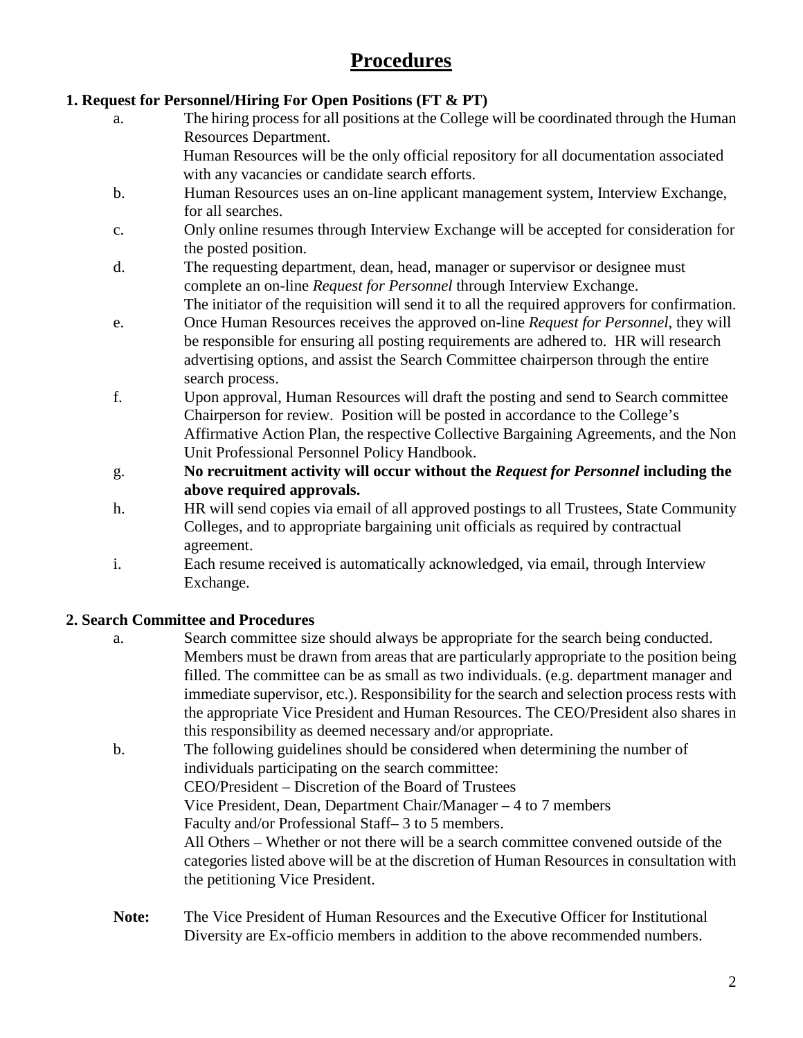# Procedures

**1. Request for Personnel/Hiring For Open Positions (FT & PT)**

a. The hiring process for all positions at the College will be coordinated through the Human Resources Department.
   Human Resources will be the only official repository for all documentation associated with any vacancies or candidate search efforts.

b. Human Resources uses an on-line applicant management system, Interview Exchange, for all searches.

c. Only online resumes through Interview Exchange will be accepted for consideration for the posted position.

d. The requesting department, dean, head, manager or supervisor or designee must complete an on-line *Request for Personnel* through Interview Exchange.
   The initiator of the requisition will send it to all the required approvers for confirmation.

e. Once Human Resources receives the approved on-line *Request for Personnel*, they will be responsible for ensuring all posting requirements are adhered to. HR will research advertising options, and assist the Search Committee chairperson through the entire search process.

f. Upon approval, Human Resources will draft the posting and send to Search committee Chairperson for review. Position will be posted in accordance to the College's Affirmative Action Plan, the respective Collective Bargaining Agreements, and the Non Unit Professional Personnel Policy Handbook.

g. **No recruitment activity will occur without the *Request for Personnel* including the above required approvals.**

h. HR will send copies via email of all approved postings to all Trustees, State Community Colleges, and to appropriate bargaining unit officials as required by contractual agreement.

i. Each resume received is automatically acknowledged, via email, through Interview Exchange.

**2. Search Committee and Procedures**

a. Search committee size should always be appropriate for the search being conducted. Members must be drawn from areas that are particularly appropriate to the position being filled. The committee can be as small as two individuals. (e.g. department manager and immediate supervisor, etc.). Responsibility for the search and selection process rests with the appropriate Vice President and Human Resources. The CEO/President also shares in this responsibility as deemed necessary and/or appropriate.

b. The following guidelines should be considered when determining the number of individuals participating on the search committee:
   CEO/President – Discretion of the Board of Trustees
   Vice President, Dean, Department Chair/Manager – 4 to 7 members
   Faculty and/or Professional Staff– 3 to 5 members.
   All Others – Whether or not there will be a search committee convened outside of the categories listed above will be at the discretion of Human Resources in consultation with the petitioning Vice President.

**Note:** The Vice President of Human Resources and the Executive Officer for Institutional Diversity are Ex-officio members in addition to the above recommended numbers.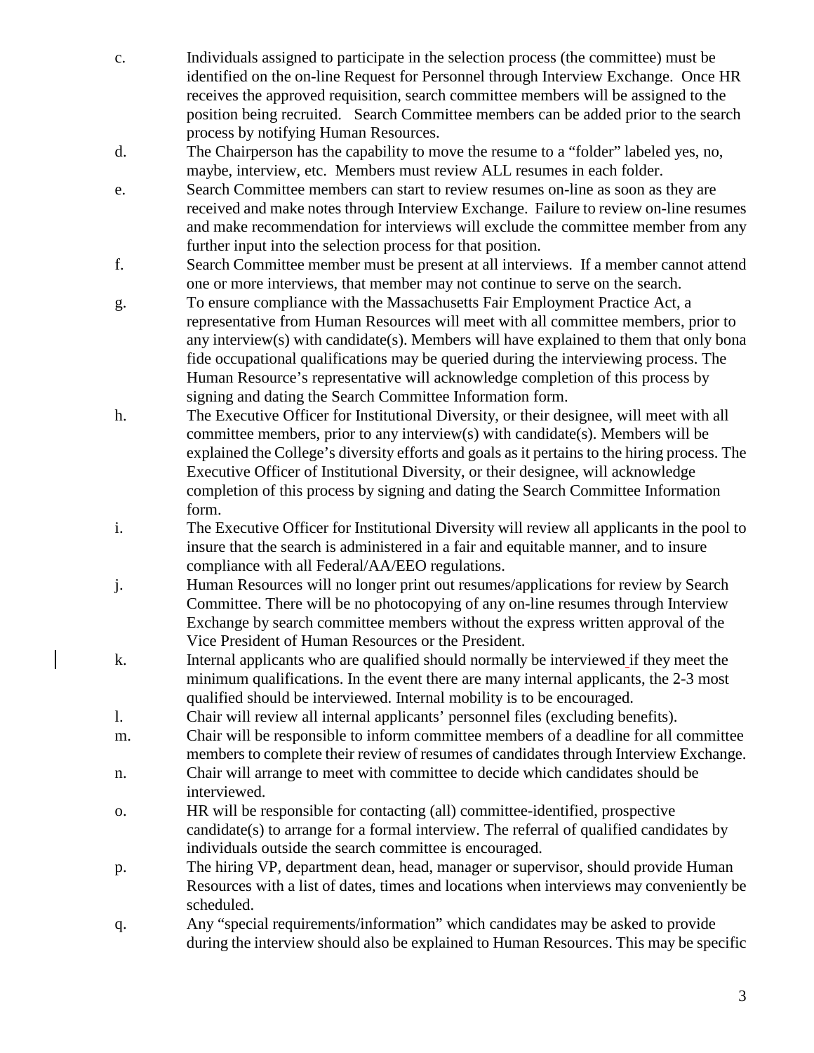c. Individuals assigned to participate in the selection process (the committee) must be identified on the on-line Request for Personnel through Interview Exchange. Once HR receives the approved requisition, search committee members will be assigned to the position being recruited. Search Committee members can be added prior to the search process by notifying Human Resources.

d. The Chairperson has the capability to move the resume to a "folder" labeled yes, no, maybe, interview, etc. Members must review ALL resumes in each folder.

e. Search Committee members can start to review resumes on-line as soon as they are received and make notes through Interview Exchange. Failure to review on-line resumes and make recommendation for interviews will exclude the committee member from any further input into the selection process for that position.

f. Search Committee member must be present at all interviews. If a member cannot attend one or more interviews, that member may not continue to serve on the search.

g. To ensure compliance with the Massachusetts Fair Employment Practice Act, a representative from Human Resources will meet with all committee members, prior to any interview(s) with candidate(s). Members will have explained to them that only bona fide occupational qualifications may be queried during the interviewing process. The Human Resource's representative will acknowledge completion of this process by signing and dating the Search Committee Information form.

h. The Executive Officer for Institutional Diversity, or their designee, will meet with all committee members, prior to any interview(s) with candidate(s). Members will be explained the College's diversity efforts and goals as it pertains to the hiring process. The Executive Officer of Institutional Diversity, or their designee, will acknowledge completion of this process by signing and dating the Search Committee Information form.

i. The Executive Officer for Institutional Diversity will review all applicants in the pool to insure that the search is administered in a fair and equitable manner, and to insure compliance with all Federal/AA/EEO regulations.

j. Human Resources will no longer print out resumes/applications for review by Search Committee. There will be no photocopying of any on-line resumes through Interview Exchange by search committee members without the express written approval of the Vice President of Human Resources or the President.

k. Internal applicants who are qualified should normally be interviewed if they meet the minimum qualifications. In the event there are many internal applicants, the 2-3 most qualified should be interviewed. Internal mobility is to be encouraged.

l. Chair will review all internal applicants' personnel files (excluding benefits).

m. Chair will be responsible to inform committee members of a deadline for all committee members to complete their review of resumes of candidates through Interview Exchange.

n. Chair will arrange to meet with committee to decide which candidates should be interviewed.

o. HR will be responsible for contacting (all) committee-identified, prospective candidate(s) to arrange for a formal interview. The referral of qualified candidates by individuals outside the search committee is encouraged.

p. The hiring VP, department dean, head, manager or supervisor, should provide Human Resources with a list of dates, times and locations when interviews may conveniently be scheduled.

q. Any "special requirements/information" which candidates may be asked to provide during the interview should also be explained to Human Resources. This may be specific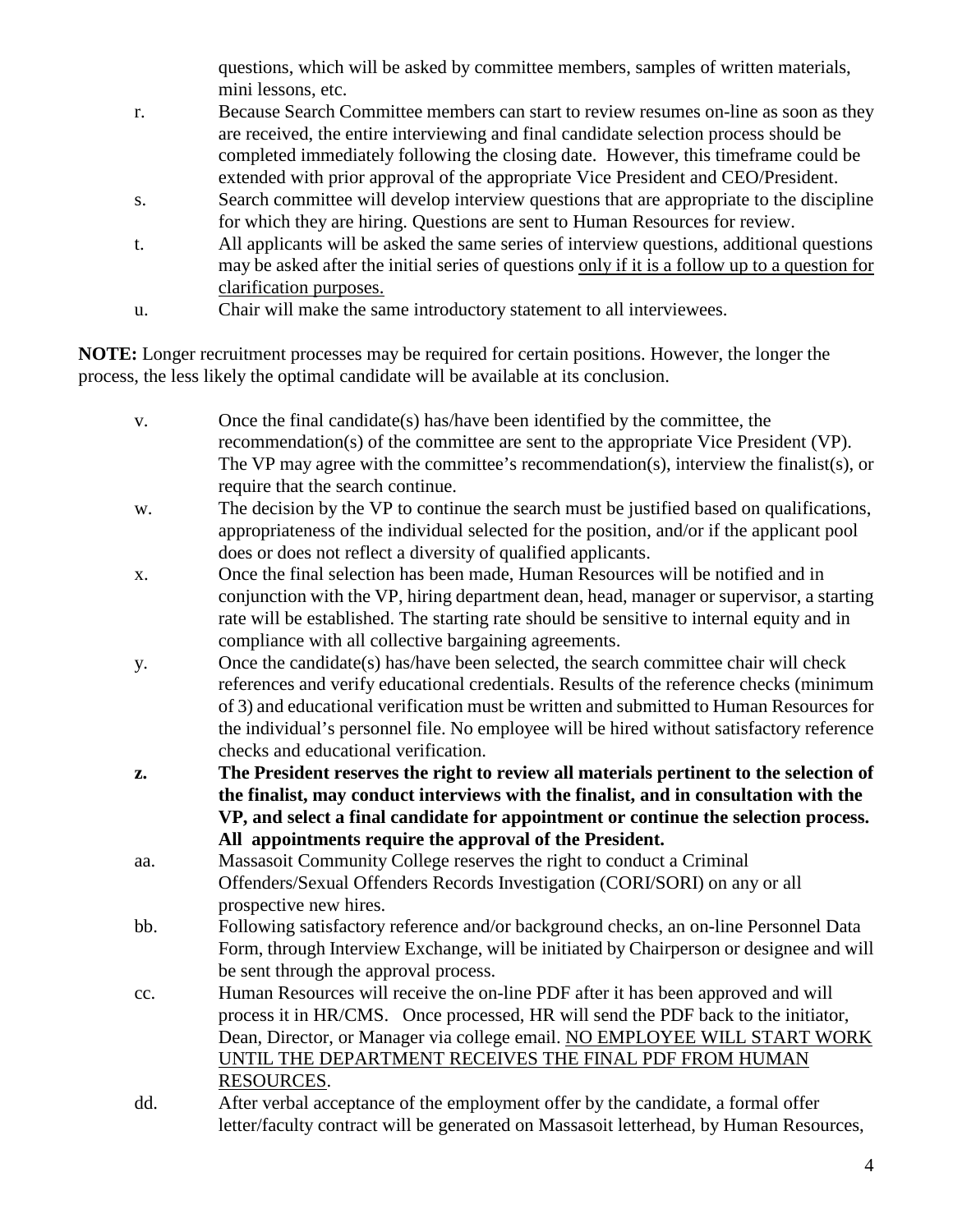questions, which will be asked by committee members, samples of written materials, mini lessons, etc.

r. Because Search Committee members can start to review resumes on-line as soon as they are received, the entire interviewing and final candidate selection process should be completed immediately following the closing date. However, this timeframe could be extended with prior approval of the appropriate Vice President and CEO/President.

s. Search committee will develop interview questions that are appropriate to the discipline for which they are hiring. Questions are sent to Human Resources for review.

t. All applicants will be asked the same series of interview questions, additional questions may be asked after the initial series of questions <u>only if it is a follow up to a question for clarification purposes.</u>

u. Chair will make the same introductory statement to all interviewees.

**NOTE:** Longer recruitment processes may be required for certain positions. However, the longer the process, the less likely the optimal candidate will be available at its conclusion.

v. Once the final candidate(s) has/have been identified by the committee, the recommendation(s) of the committee are sent to the appropriate Vice President (VP). The VP may agree with the committee's recommendation(s), interview the finalist(s), or require that the search continue.

w. The decision by the VP to continue the search must be justified based on qualifications, appropriateness of the individual selected for the position, and/or if the applicant pool does or does not reflect a diversity of qualified applicants.

x. Once the final selection has been made, Human Resources will be notified and in conjunction with the VP, hiring department dean, head, manager or supervisor, a starting rate will be established. The starting rate should be sensitive to internal equity and in compliance with all collective bargaining agreements.

y. Once the candidate(s) has/have been selected, the search committee chair will check references and verify educational credentials. Results of the reference checks (minimum of 3) and educational verification must be written and submitted to Human Resources for the individual's personnel file. No employee will be hired without satisfactory reference checks and educational verification.

**z. The President reserves the right to review all materials pertinent to the selection of the finalist, may conduct interviews with the finalist, and in consultation with the VP, and select a final candidate for appointment or continue the selection process. All appointments require the approval of the President.**

aa. Massasoit Community College reserves the right to conduct a Criminal Offenders/Sexual Offenders Records Investigation (CORI/SORI) on any or all prospective new hires.

bb. Following satisfactory reference and/or background checks, an on-line Personnel Data Form, through Interview Exchange, will be initiated by Chairperson or designee and will be sent through the approval process.

cc. Human Resources will receive the on-line PDF after it has been approved and will process it in HR/CMS. Once processed, HR will send the PDF back to the initiator, Dean, Director, or Manager via college email. <u>NO EMPLOYEE WILL START WORK UNTIL THE DEPARTMENT RECEIVES THE FINAL PDF FROM HUMAN RESOURCES</u>.

dd. After verbal acceptance of the employment offer by the candidate, a formal offer letter/faculty contract will be generated on Massasoit letterhead, by Human Resources,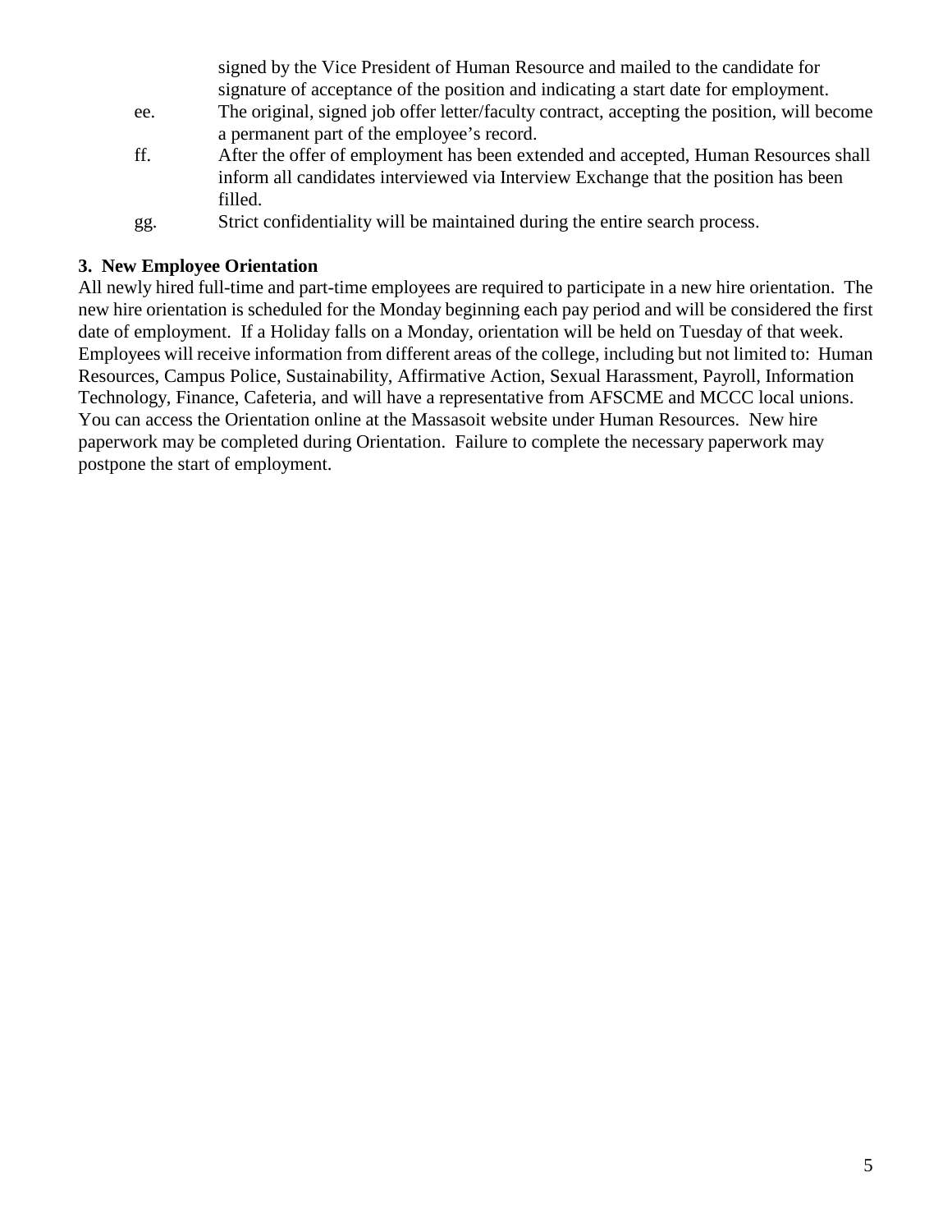signed by the Vice President of Human Resource and mailed to the candidate for signature of acceptance of the position and indicating a start date for employment.

ee. The original, signed job offer letter/faculty contract, accepting the position, will become a permanent part of the employee's record.

ff. After the offer of employment has been extended and accepted, Human Resources shall inform all candidates interviewed via Interview Exchange that the position has been filled.

gg. Strict confidentiality will be maintained during the entire search process.

**3. New Employee Orientation**

All newly hired full-time and part-time employees are required to participate in a new hire orientation. The new hire orientation is scheduled for the Monday beginning each pay period and will be considered the first date of employment. If a Holiday falls on a Monday, orientation will be held on Tuesday of that week. Employees will receive information from different areas of the college, including but not limited to: Human Resources, Campus Police, Sustainability, Affirmative Action, Sexual Harassment, Payroll, Information Technology, Finance, Cafeteria, and will have a representative from AFSCME and MCCC local unions. You can access the Orientation online at the Massasoit website under Human Resources. New hire paperwork may be completed during Orientation. Failure to complete the necessary paperwork may postpone the start of employment.